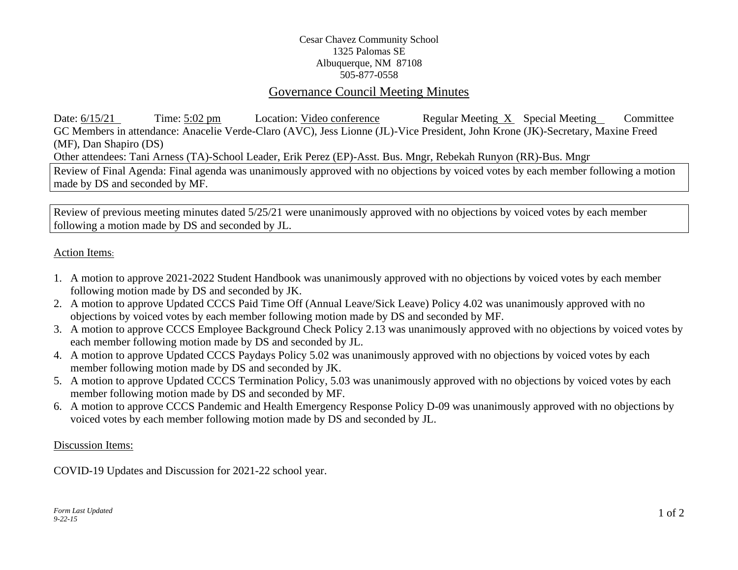Cesar Chavez Community School
1325 Palomas SE
Albuquerque, NM 87108
505-877-0558

# Governance Council Meeting Minutes

Date: 6/15/21 Time: 5:02 pm Location: Video conference Regular Meeting X Special Meeting__ Committee

GC Members in attendance: Anacelie Verde-Claro (AVC), Jess Lionne (JL)-Vice President, John Krone (JK)-Secretary, Maxine Freed (MF), Dan Shapiro (DS)

Other attendees: Tani Arness (TA)-School Leader, Erik Perez (EP)-Asst. Bus. Mngr, Rebekah Runyon (RR)-Bus. Mngr

Review of Final Agenda: Final agenda was unanimously approved with no objections by voiced votes by each member following a motion made by DS and seconded by MF.

Review of previous meeting minutes dated 5/25/21 were unanimously approved with no objections by voiced votes by each member following a motion made by DS and seconded by JL.

## Action Items:

1. A motion to approve 2021-2022 Student Handbook was unanimously approved with no objections by voiced votes by each member following motion made by DS and seconded by JK.
2. A motion to approve Updated CCCS Paid Time Off (Annual Leave/Sick Leave) Policy 4.02 was unanimously approved with no objections by voiced votes by each member following motion made by DS and seconded by MF.
3. A motion to approve CCCS Employee Background Check Policy 2.13 was unanimously approved with no objections by voiced votes by each member following motion made by DS and seconded by JL.
4. A motion to approve Updated CCCS Paydays Policy 5.02 was unanimously approved with no objections by voiced votes by each member following motion made by DS and seconded by JK.
5. A motion to approve Updated CCCS Termination Policy, 5.03 was unanimously approved with no objections by voiced votes by each member following motion made by DS and seconded by MF.
6. A motion to approve CCCS Pandemic and Health Emergency Response Policy D-09 was unanimously approved with no objections by voiced votes by each member following motion made by DS and seconded by JL.

## Discussion Items:

COVID-19 Updates and Discussion for 2021-22 school year.

*Form Last Updated 9-22-15*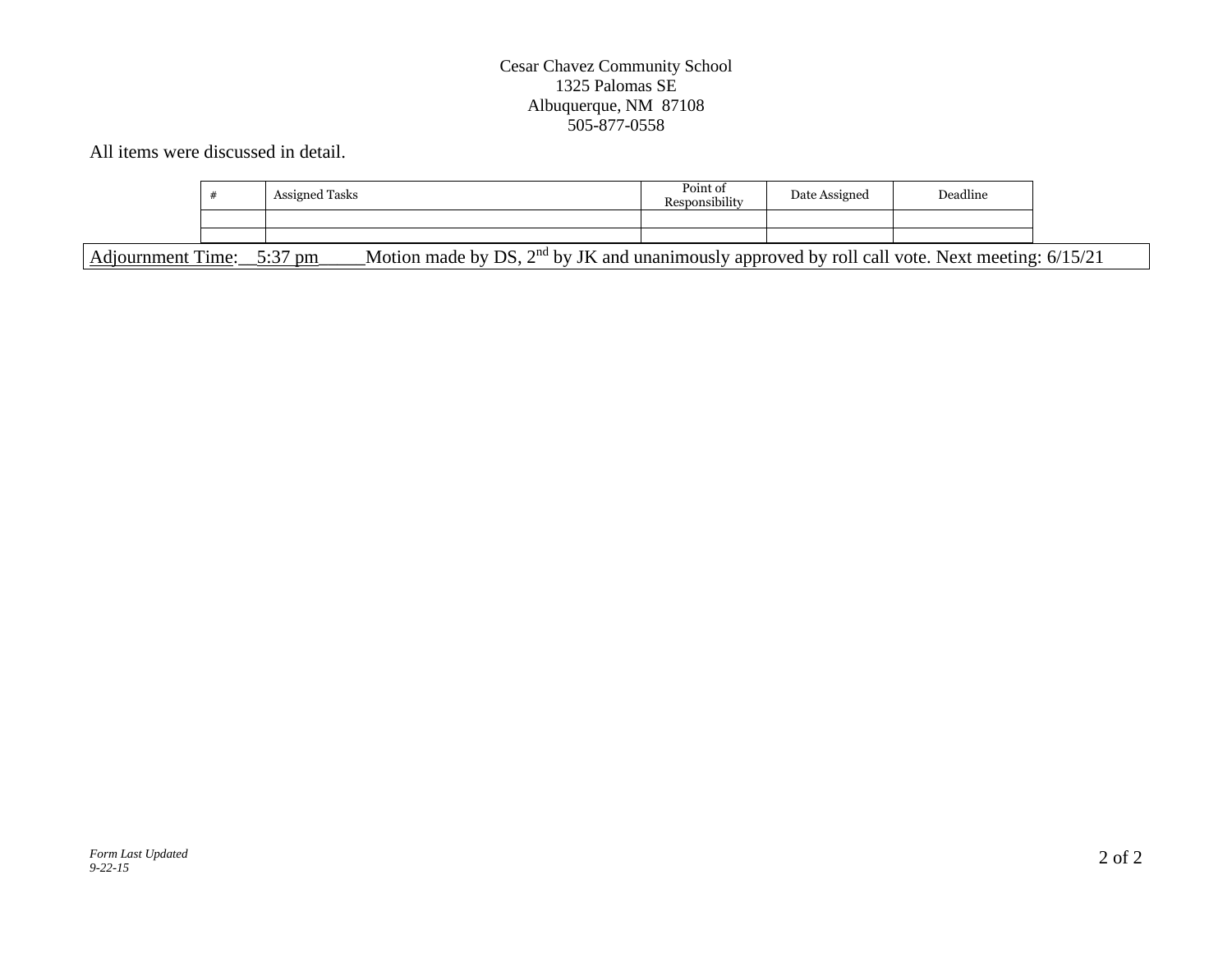Cesar Chavez Community School
1325 Palomas SE
Albuquerque, NM 87108
505-877-0558

All items were discussed in detail.

| # | Assigned Tasks | Point of Responsibility | Date Assigned | Deadline |
|---|---|---|---|---|
| | | | | |
| | | | | |

Adjournment Time: __5:37 pm_____ Motion made by DS, 2nd by JK and unanimously approved by roll call vote. Next meeting: 6/15/21

*Form Last Updated 9-22-15*